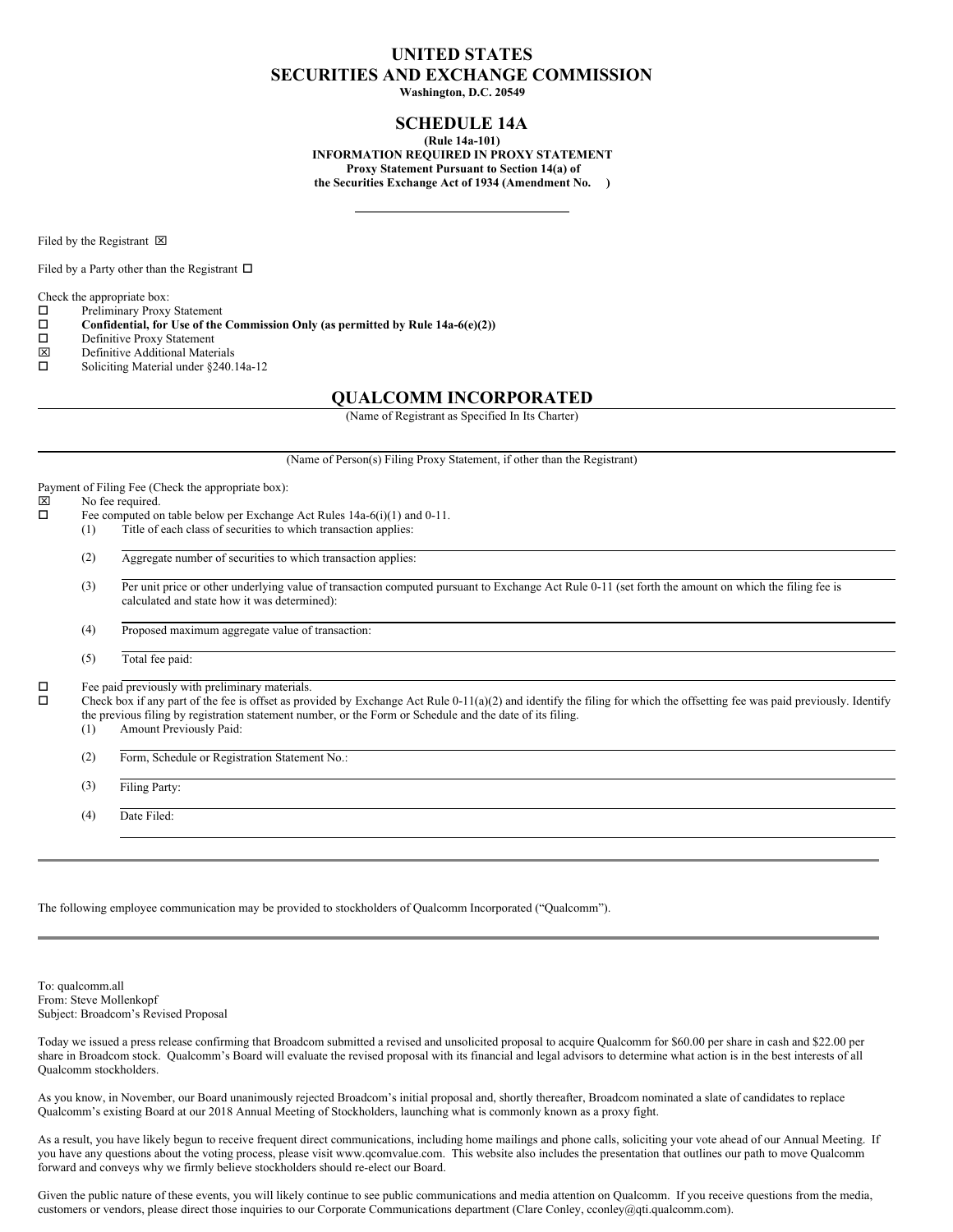# UNITED STATES
# SECURITIES AND EXCHANGE COMMISSION

**Washington, D.C. 20549**

## SCHEDULE 14A

**(Rule 14a-101)**
**INFORMATION REQUIRED IN PROXY STATEMENT**
**Proxy Statement Pursuant to Section 14(a) of**
**the Securities Exchange Act of 1934 (Amendment No. )**

Filed by the Registrant ☒

Filed by a Party other than the Registrant ☐

Check the appropriate box:

☐ Preliminary Proxy Statement
☐ **Confidential, for Use of the Commission Only (as permitted by Rule 14a-6(e)(2))**
☐ Definitive Proxy Statement
☒ Definitive Additional Materials
☐ Soliciting Material under §240.14a-12

## QUALCOMM INCORPORATED

(Name of Registrant as Specified In Its Charter)

(Name of Person(s) Filing Proxy Statement, if other than the Registrant)

Payment of Filing Fee (Check the appropriate box):

☒ No fee required.
☐ Fee computed on table below per Exchange Act Rules 14a-6(i)(1) and 0-11.

(1) Title of each class of securities to which transaction applies:

(2) Aggregate number of securities to which transaction applies:

(3) Per unit price or other underlying value of transaction computed pursuant to Exchange Act Rule 0-11 (set forth the amount on which the filing fee is calculated and state how it was determined):

(4) Proposed maximum aggregate value of transaction:

(5) Total fee paid:

☐ Fee paid previously with preliminary materials.
☐ Check box if any part of the fee is offset as provided by Exchange Act Rule 0-11(a)(2) and identify the filing for which the offsetting fee was paid previously. Identify the previous filing by registration statement number, or the Form or Schedule and the date of its filing.

(1) Amount Previously Paid:

(2) Form, Schedule or Registration Statement No.:

(3) Filing Party:

(4) Date Filed:

---

The following employee communication may be provided to stockholders of Qualcomm Incorporated ("Qualcomm").

---

To: qualcomm.all
From: Steve Mollenkopf
Subject: Broadcom's Revised Proposal

Today we issued a press release confirming that Broadcom submitted a revised and unsolicited proposal to acquire Qualcomm for $60.00 per share in cash and $22.00 per share in Broadcom stock. Qualcomm's Board will evaluate the revised proposal with its financial and legal advisors to determine what action is in the best interests of all Qualcomm stockholders.

As you know, in November, our Board unanimously rejected Broadcom's initial proposal and, shortly thereafter, Broadcom nominated a slate of candidates to replace Qualcomm's existing Board at our 2018 Annual Meeting of Stockholders, launching what is commonly known as a proxy fight.

As a result, you have likely begun to receive frequent direct communications, including home mailings and phone calls, soliciting your vote ahead of our Annual Meeting. If you have any questions about the voting process, please visit www.qcomvalue.com. This website also includes the presentation that outlines our path to move Qualcomm forward and conveys why we firmly believe stockholders should re-elect our Board.

Given the public nature of these events, you will likely continue to see public communications and media attention on Qualcomm. If you receive questions from the media, customers or vendors, please direct those inquiries to our Corporate Communications department (Clare Conley, cconley@qti.qualcomm.com).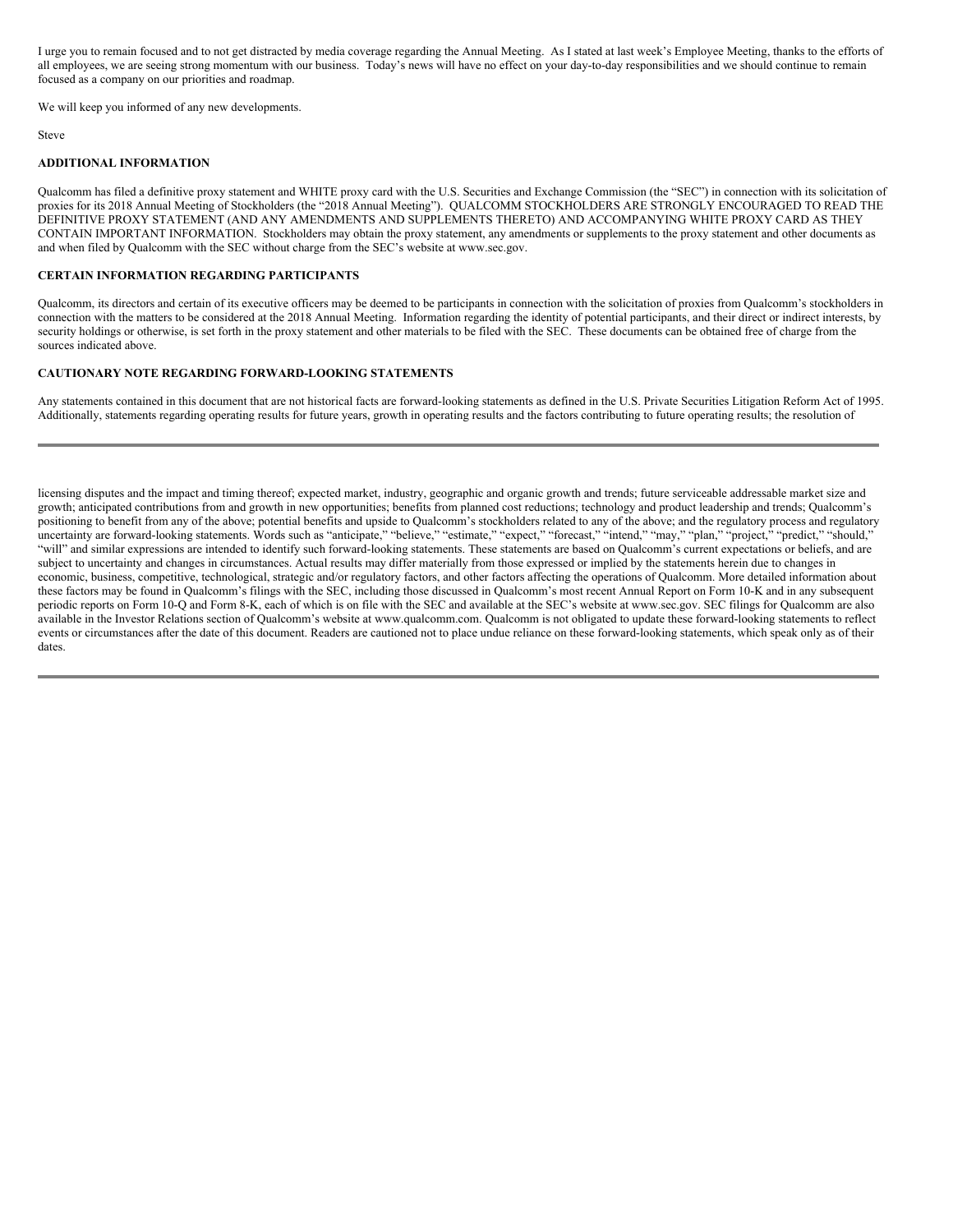I urge you to remain focused and to not get distracted by media coverage regarding the Annual Meeting. As I stated at last week's Employee Meeting, thanks to the efforts of all employees, we are seeing strong momentum with our business. Today's news will have no effect on your day-to-day responsibilities and we should continue to remain focused as a company on our priorities and roadmap.

We will keep you informed of any new developments.

Steve

**ADDITIONAL INFORMATION**

Qualcomm has filed a definitive proxy statement and WHITE proxy card with the U.S. Securities and Exchange Commission (the "SEC") in connection with its solicitation of proxies for its 2018 Annual Meeting of Stockholders (the "2018 Annual Meeting"). QUALCOMM STOCKHOLDERS ARE STRONGLY ENCOURAGED TO READ THE DEFINITIVE PROXY STATEMENT (AND ANY AMENDMENTS AND SUPPLEMENTS THERETO) AND ACCOMPANYING WHITE PROXY CARD AS THEY CONTAIN IMPORTANT INFORMATION. Stockholders may obtain the proxy statement, any amendments or supplements to the proxy statement and other documents as and when filed by Qualcomm with the SEC without charge from the SEC's website at www.sec.gov.

**CERTAIN INFORMATION REGARDING PARTICIPANTS**

Qualcomm, its directors and certain of its executive officers may be deemed to be participants in connection with the solicitation of proxies from Qualcomm's stockholders in connection with the matters to be considered at the 2018 Annual Meeting. Information regarding the identity of potential participants, and their direct or indirect interests, by security holdings or otherwise, is set forth in the proxy statement and other materials to be filed with the SEC. These documents can be obtained free of charge from the sources indicated above.

**CAUTIONARY NOTE REGARDING FORWARD-LOOKING STATEMENTS**

Any statements contained in this document that are not historical facts are forward-looking statements as defined in the U.S. Private Securities Litigation Reform Act of 1995. Additionally, statements regarding operating results for future years, growth in operating results and the factors contributing to future operating results; the resolution of licensing disputes and the impact and timing thereof; expected market, industry, geographic and organic growth and trends; future serviceable addressable market size and growth; anticipated contributions from and growth in new opportunities; benefits from planned cost reductions; technology and product leadership and trends; Qualcomm's positioning to benefit from any of the above; potential benefits and upside to Qualcomm's stockholders related to any of the above; and the regulatory process and regulatory uncertainty are forward-looking statements. Words such as "anticipate," "believe," "estimate," "expect," "forecast," "intend," "may," "plan," "project," "predict," "should," "will" and similar expressions are intended to identify such forward-looking statements. These statements are based on Qualcomm's current expectations or beliefs, and are subject to uncertainty and changes in circumstances. Actual results may differ materially from those expressed or implied by the statements herein due to changes in economic, business, competitive, technological, strategic and/or regulatory factors, and other factors affecting the operations of Qualcomm. More detailed information about these factors may be found in Qualcomm's filings with the SEC, including those discussed in Qualcomm's most recent Annual Report on Form 10-K and in any subsequent periodic reports on Form 10-Q and Form 8-K, each of which is on file with the SEC and available at the SEC's website at www.sec.gov. SEC filings for Qualcomm are also available in the Investor Relations section of Qualcomm's website at www.qualcomm.com. Qualcomm is not obligated to update these forward-looking statements to reflect events or circumstances after the date of this document. Readers are cautioned not to place undue reliance on these forward-looking statements, which speak only as of their dates.